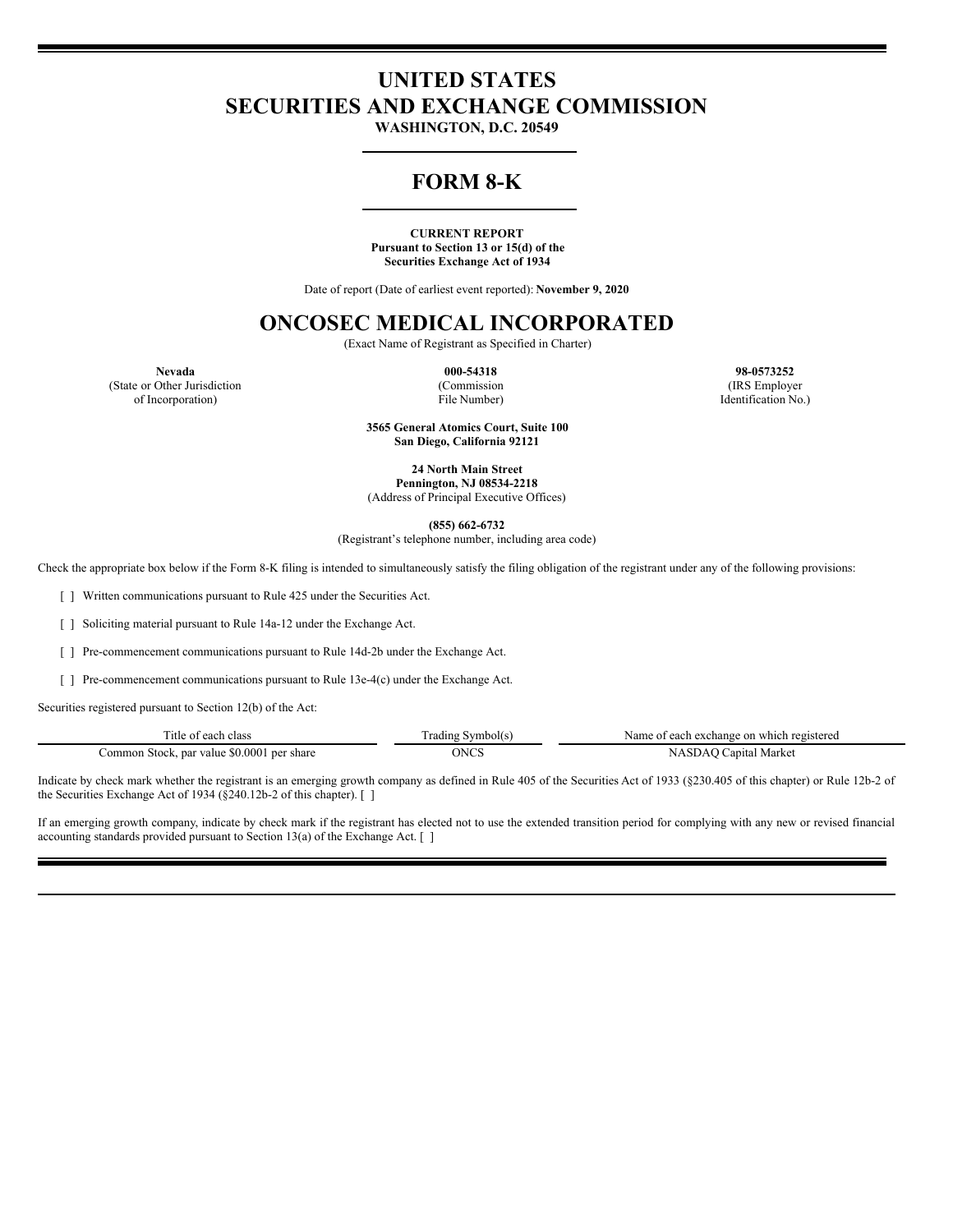# UNITED STATES
# SECURITIES AND EXCHANGE COMMISSION

**WASHINGTON, D.C. 20549**

# FORM 8-K

**CURRENT REPORT**
**Pursuant to Section 13 or 15(d) of the Securities Exchange Act of 1934**

Date of report (Date of earliest event reported): **November 9, 2020**

# ONCOSEC MEDICAL INCORPORATED

(Exact Name of Registrant as Specified in Charter)

| **Nevada** | **000-54318** | **98-0573252** |
|---|---|---|
| (State or Other Jurisdiction of Incorporation) | (Commission File Number) | (IRS Employer Identification No.) |

**3565 General Atomics Court, Suite 100**
**San Diego, California 92121**

**24 North Main Street**
**Pennington, NJ 08534-2218**
(Address of Principal Executive Offices)

**(855) 662-6732**
(Registrant's telephone number, including area code)

Check the appropriate box below if the Form 8-K filing is intended to simultaneously satisfy the filing obligation of the registrant under any of the following provisions:

[ ] Written communications pursuant to Rule 425 under the Securities Act.

[ ] Soliciting material pursuant to Rule 14a-12 under the Exchange Act.

[ ] Pre-commencement communications pursuant to Rule 14d-2b under the Exchange Act.

[ ] Pre-commencement communications pursuant to Rule 13e-4(c) under the Exchange Act.

Securities registered pursuant to Section 12(b) of the Act:

| Title of each class | Trading Symbol(s) | Name of each exchange on which registered |
|---|---|---|
| Common Stock, par value $0.0001 per share | ONCS | NASDAQ Capital Market |

Indicate by check mark whether the registrant is an emerging growth company as defined in Rule 405 of the Securities Act of 1933 (§230.405 of this chapter) or Rule 12b-2 of the Securities Exchange Act of 1934 (§240.12b-2 of this chapter). [ ]

If an emerging growth company, indicate by check mark if the registrant has elected not to use the extended transition period for complying with any new or revised financial accounting standards provided pursuant to Section 13(a) of the Exchange Act. [ ]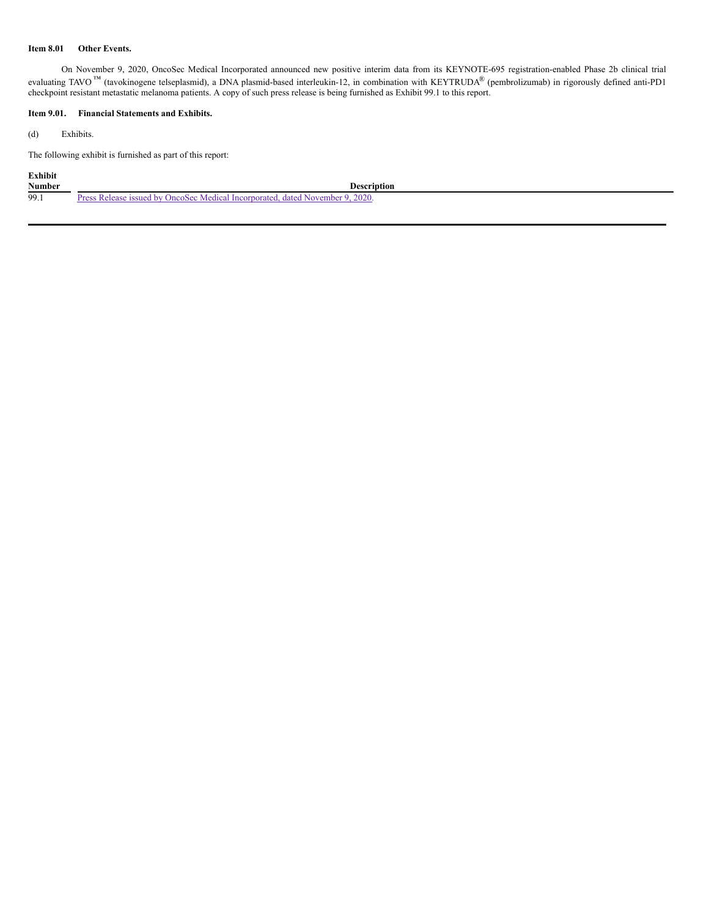**Item 8.01 Other Events.**

On November 9, 2020, OncoSec Medical Incorporated announced new positive interim data from its KEYNOTE-695 registration-enabled Phase 2b clinical trial evaluating TAVO ™ (tavokinogene telseplasmid), a DNA plasmid-based interleukin-12, in combination with KEYTRUDA® (pembrolizumab) in rigorously defined anti-PD1 checkpoint resistant metastatic melanoma patients. A copy of such press release is being furnished as Exhibit 99.1 to this report.

**Item 9.01. Financial Statements and Exhibits.**

(d) Exhibits.

The following exhibit is furnished as part of this report:

| Exhibit Number | Description |
|---|---|
| 99.1 | Press Release issued by OncoSec Medical Incorporated, dated November 9, 2020. |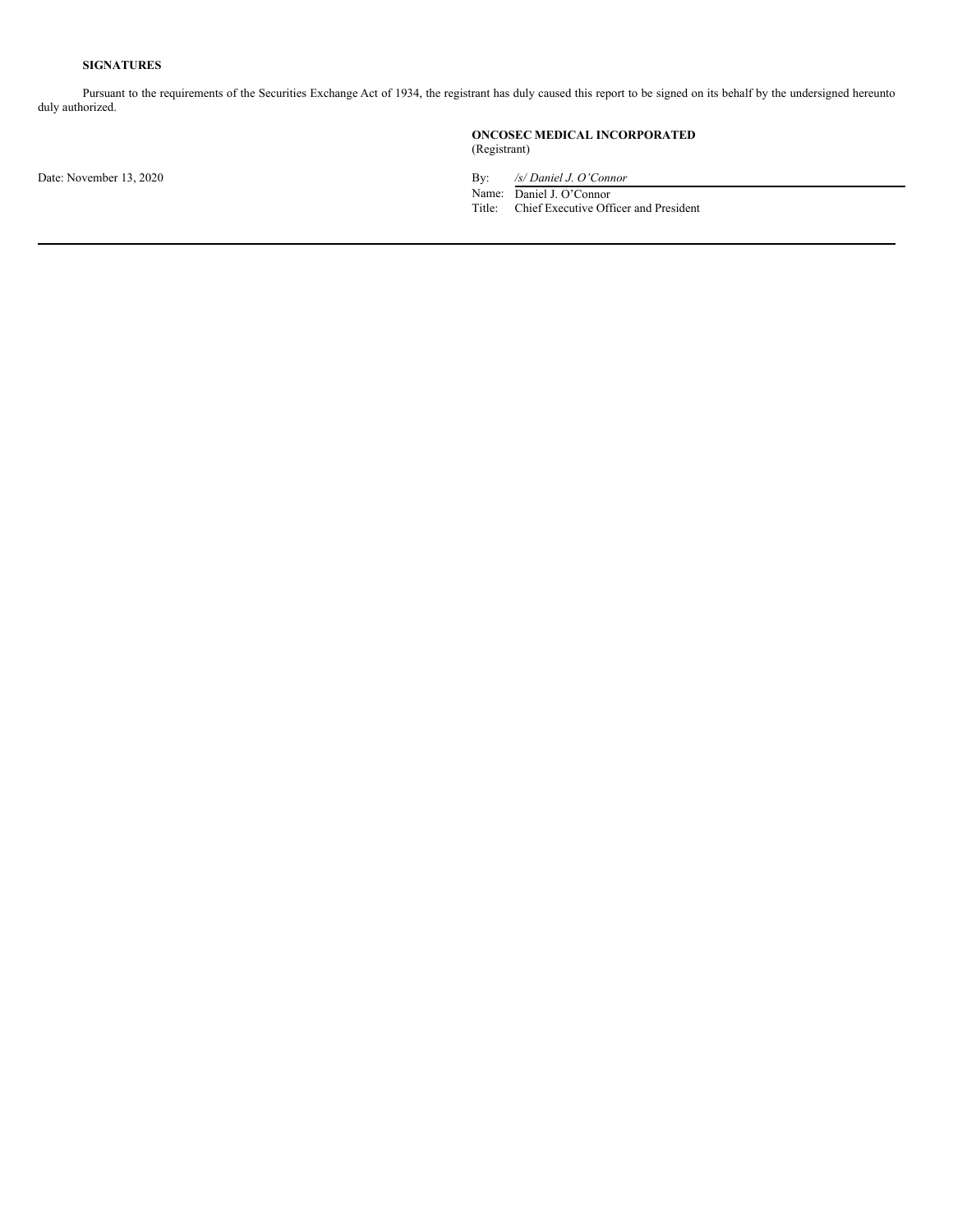**SIGNATURES**

Pursuant to the requirements of the Securities Exchange Act of 1934, the registrant has duly caused this report to be signed on its behalf by the undersigned hereunto duly authorized.

**ONCOSEC MEDICAL INCORPORATED**
(Registrant)

Date: November 13, 2020

By: */s/ Daniel J. O'Connor*
Name: Daniel J. O'Connor
Title: Chief Executive Officer and President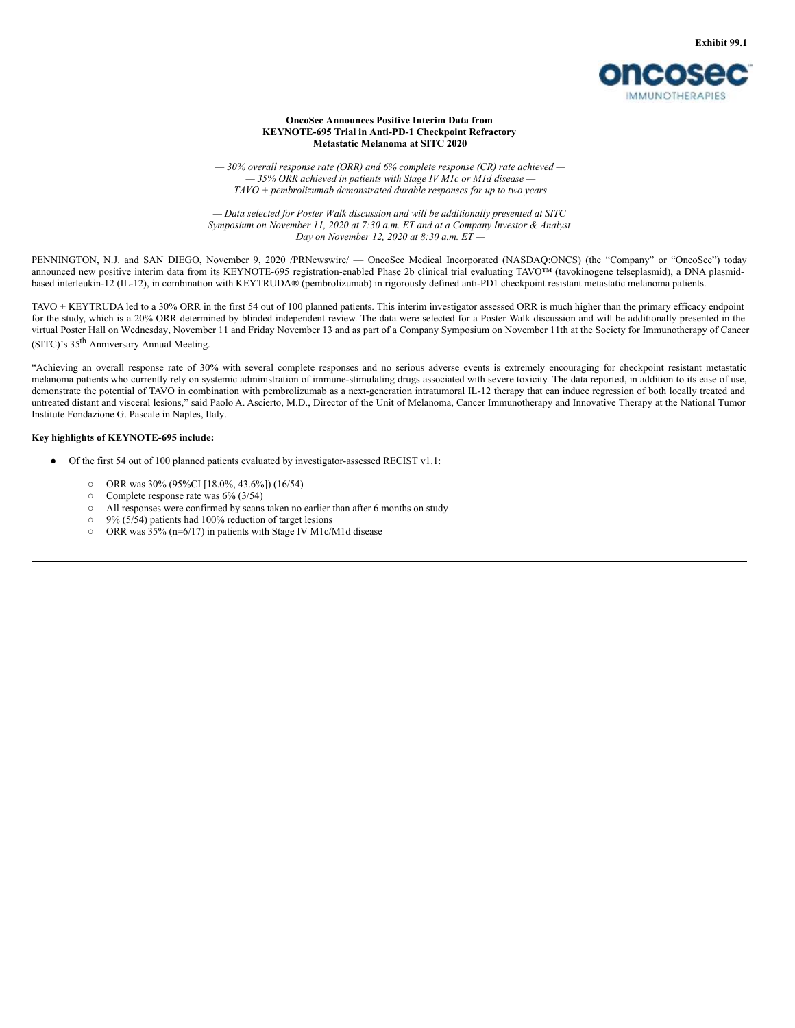Exhibit 99.1

**OncoSec Announces Positive Interim Data from KEYNOTE-695 Trial in Anti-PD-1 Checkpoint Refractory Metastatic Melanoma at SITC 2020**

*— 30% overall response rate (ORR) and 6% complete response (CR) rate achieved —*
*— 35% ORR achieved in patients with Stage IV M1c or M1d disease —*
*— TAVO + pembrolizumab demonstrated durable responses for up to two years —*

*— Data selected for Poster Walk discussion and will be additionally presented at SITC Symposium on November 11, 2020 at 7:30 a.m. ET and at a Company Investor & Analyst Day on November 12, 2020 at 8:30 a.m. ET —*

PENNINGTON, N.J. and SAN DIEGO, November 9, 2020 /PRNewswire/ — OncoSec Medical Incorporated (NASDAQ:ONCS) (the "Company" or "OncoSec") today announced new positive interim data from its KEYNOTE-695 registration-enabled Phase 2b clinical trial evaluating TAVO™ (tavokinogene telseplasmid), a DNA plasmid-based interleukin-12 (IL-12), in combination with KEYTRUDA® (pembrolizumab) in rigorously defined anti-PD1 checkpoint resistant metastatic melanoma patients.

TAVO + KEYTRUDA led to a 30% ORR in the first 54 out of 100 planned patients. This interim investigator assessed ORR is much higher than the primary efficacy endpoint for the study, which is a 20% ORR determined by blinded independent review. The data were selected for a Poster Walk discussion and will be additionally presented in the virtual Poster Hall on Wednesday, November 11 and Friday November 13 and as part of a Company Symposium on November 11th at the Society for Immunotherapy of Cancer (SITC)'s 35th Anniversary Annual Meeting.

"Achieving an overall response rate of 30% with several complete responses and no serious adverse events is extremely encouraging for checkpoint resistant metastatic melanoma patients who currently rely on systemic administration of immune-stimulating drugs associated with severe toxicity. The data reported, in addition to its ease of use, demonstrate the potential of TAVO in combination with pembrolizumab as a next-generation intratumoral IL-12 therapy that can induce regression of both locally treated and untreated distant and visceral lesions," said Paolo A. Ascierto, M.D., Director of the Unit of Melanoma, Cancer Immunotherapy and Innovative Therapy at the National Tumor Institute Fondazione G. Pascale in Naples, Italy.

**Key highlights of KEYNOTE-695 include:**

- Of the first 54 out of 100 planned patients evaluated by investigator-assessed RECIST v1.1:
  - ORR was 30% (95%CI [18.0%, 43.6%]) (16/54)
  - Complete response rate was 6% (3/54)
  - All responses were confirmed by scans taken no earlier than after 6 months on study
  - 9% (5/54) patients had 100% reduction of target lesions
  - ORR was 35% (n=6/17) in patients with Stage IV M1c/M1d disease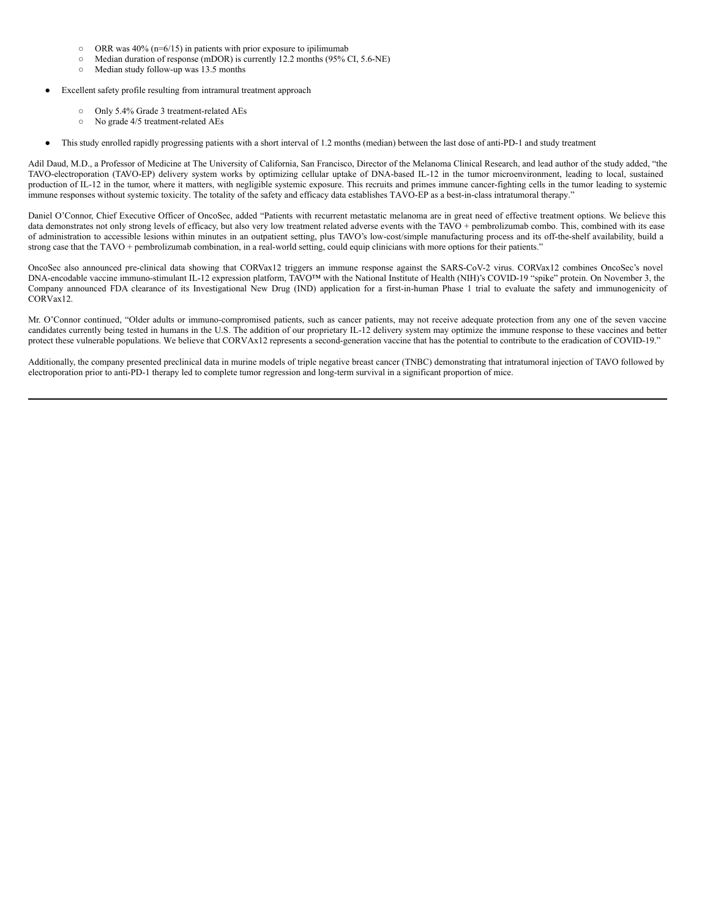- ORR was 40% (n=6/15) in patients with prior exposure to ipilimumab
  - Median duration of response (mDOR) is currently 12.2 months (95% CI, 5.6-NE)
  - Median study follow-up was 13.5 months

- Excellent safety profile resulting from intramural treatment approach

  - Only 5.4% Grade 3 treatment-related AEs
  - No grade 4/5 treatment-related AEs

- This study enrolled rapidly progressing patients with a short interval of 1.2 months (median) between the last dose of anti-PD-1 and study treatment

Adil Daud, M.D., a Professor of Medicine at The University of California, San Francisco, Director of the Melanoma Clinical Research, and lead author of the study added, "the TAVO-electroporation (TAVO-EP) delivery system works by optimizing cellular uptake of DNA-based IL-12 in the tumor microenvironment, leading to local, sustained production of IL-12 in the tumor, where it matters, with negligible systemic exposure. This recruits and primes immune cancer-fighting cells in the tumor leading to systemic immune responses without systemic toxicity. The totality of the safety and efficacy data establishes TAVO-EP as a best-in-class intratumoral therapy."

Daniel O'Connor, Chief Executive Officer of OncoSec, added "Patients with recurrent metastatic melanoma are in great need of effective treatment options. We believe this data demonstrates not only strong levels of efficacy, but also very low treatment related adverse events with the TAVO + pembrolizumab combo. This, combined with its ease of administration to accessible lesions within minutes in an outpatient setting, plus TAVO's low-cost/simple manufacturing process and its off-the-shelf availability, build a strong case that the TAVO + pembrolizumab combination, in a real-world setting, could equip clinicians with more options for their patients."

OncoSec also announced pre-clinical data showing that CORVax12 triggers an immune response against the SARS-CoV-2 virus. CORVax12 combines OncoSec's novel DNA-encodable vaccine immuno-stimulant IL-12 expression platform, TAVO™ with the National Institute of Health (NIH)'s COVID-19 "spike" protein. On November 3, the Company announced FDA clearance of its Investigational New Drug (IND) application for a first-in-human Phase 1 trial to evaluate the safety and immunogenicity of CORVax12.

Mr. O'Connor continued, "Older adults or immuno-compromised patients, such as cancer patients, may not receive adequate protection from any one of the seven vaccine candidates currently being tested in humans in the U.S. The addition of our proprietary IL-12 delivery system may optimize the immune response to these vaccines and better protect these vulnerable populations. We believe that CORVAx12 represents a second-generation vaccine that has the potential to contribute to the eradication of COVID-19."

Additionally, the company presented preclinical data in murine models of triple negative breast cancer (TNBC) demonstrating that intratumoral injection of TAVO followed by electroporation prior to anti-PD-1 therapy led to complete tumor regression and long-term survival in a significant proportion of mice.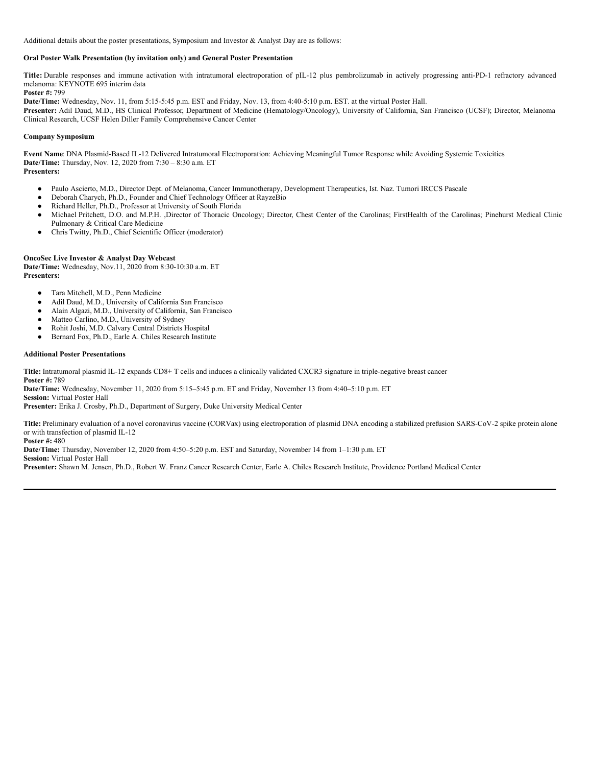Additional details about the poster presentations, Symposium and Investor & Analyst Day are as follows:

**Oral Poster Walk Presentation (by invitation only) and General Poster Presentation**

**Title:** Durable responses and immune activation with intratumoral electroporation of pIL-12 plus pembrolizumab in actively progressing anti-PD-1 refractory advanced melanoma: KEYNOTE 695 interim data
**Poster #:** 799
**Date/Time:** Wednesday, Nov. 11, from 5:15-5:45 p.m. EST and Friday, Nov. 13, from 4:40-5:10 p.m. EST. at the virtual Poster Hall.
**Presenter:** Adil Daud, M.D., HS Clinical Professor, Department of Medicine (Hematology/Oncology), University of California, San Francisco (UCSF); Director, Melanoma Clinical Research, UCSF Helen Diller Family Comprehensive Cancer Center

**Company Symposium**

**Event Name**: DNA Plasmid-Based IL-12 Delivered Intratumoral Electroporation: Achieving Meaningful Tumor Response while Avoiding Systemic Toxicities
**Date/Time:** Thursday, Nov. 12, 2020 from 7:30 – 8:30 a.m. ET
**Presenters:**

- Paulo Ascierto, M.D., Director Dept. of Melanoma, Cancer Immunotherapy, Development Therapeutics, Ist. Naz. Tumori IRCCS Pascale
- Deborah Charych, Ph.D., Founder and Chief Technology Officer at RayzeBio
- Richard Heller, Ph.D., Professor at University of South Florida
- Michael Pritchett, D.O. and M.P.H. ,Director of Thoracic Oncology; Director, Chest Center of the Carolinas; FirstHealth of the Carolinas; Pinehurst Medical Clinic Pulmonary & Critical Care Medicine
- Chris Twitty, Ph.D., Chief Scientific Officer (moderator)

**OncoSec Live Investor & Analyst Day Webcast**
**Date/Time:** Wednesday, Nov.11, 2020 from 8:30-10:30 a.m. ET
**Presenters:**

- Tara Mitchell, M.D., Penn Medicine
- Adil Daud, M.D., University of California San Francisco
- Alain Algazi, M.D., University of California, San Francisco
- Matteo Carlino, M.D., University of Sydney
- Rohit Joshi, M.D. Calvary Central Districts Hospital
- Bernard Fox, Ph.D., Earle A. Chiles Research Institute

**Additional Poster Presentations**

**Title:** Intratumoral plasmid IL-12 expands CD8+ T cells and induces a clinically validated CXCR3 signature in triple-negative breast cancer
**Poster #:** 789
**Date/Time:** Wednesday, November 11, 2020 from 5:15–5:45 p.m. ET and Friday, November 13 from 4:40–5:10 p.m. ET
**Session:** Virtual Poster Hall
**Presenter:** Erika J. Crosby, Ph.D., Department of Surgery, Duke University Medical Center

**Title:** Preliminary evaluation of a novel coronavirus vaccine (CORVax) using electroporation of plasmid DNA encoding a stabilized prefusion SARS-CoV-2 spike protein alone or with transfection of plasmid IL-12
**Poster #:** 480
**Date/Time:** Thursday, November 12, 2020 from 4:50–5:20 p.m. EST and Saturday, November 14 from 1–1:30 p.m. ET
**Session:** Virtual Poster Hall
**Presenter:** Shawn M. Jensen, Ph.D., Robert W. Franz Cancer Research Center, Earle A. Chiles Research Institute, Providence Portland Medical Center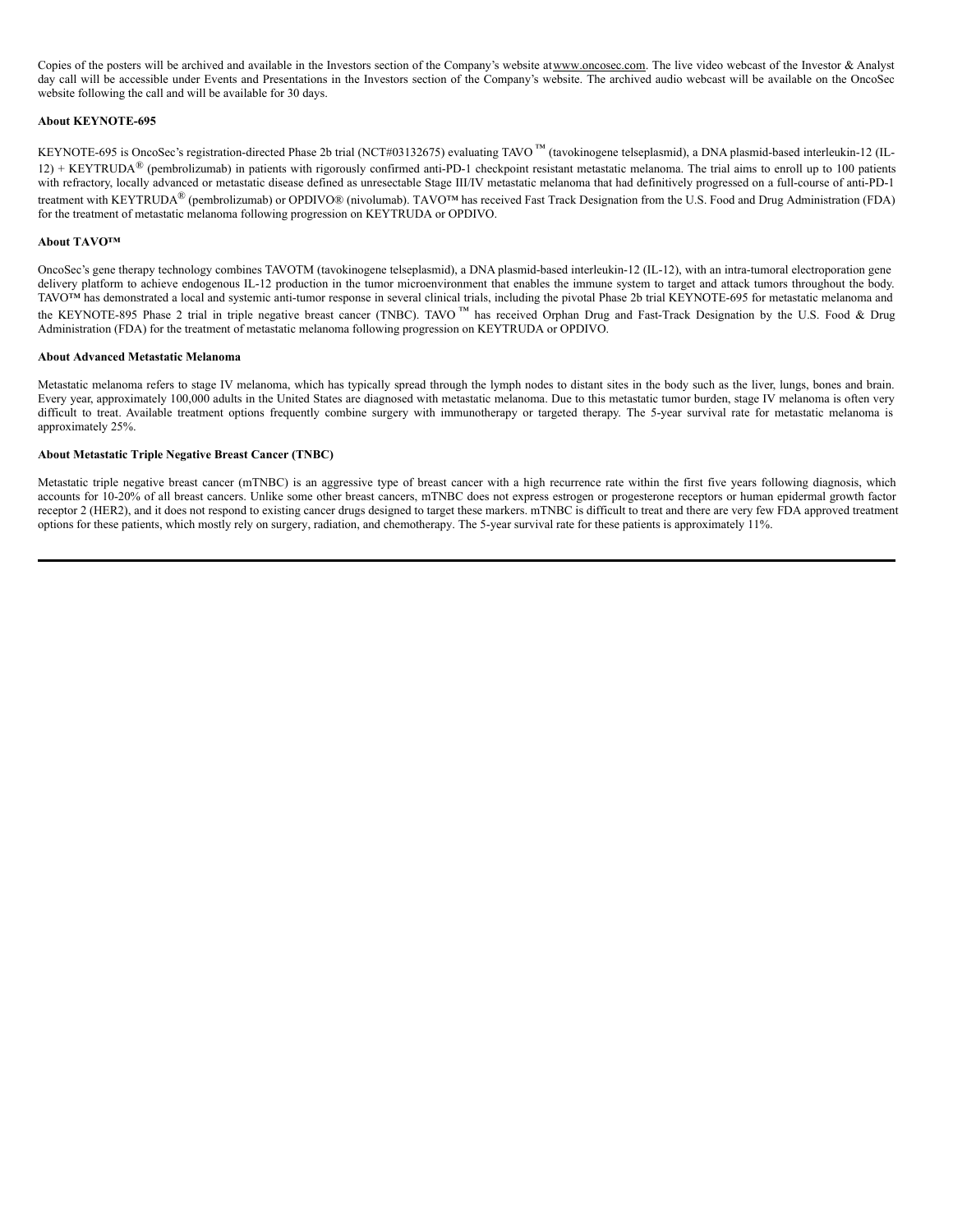Copies of the posters will be archived and available in the Investors section of the Company's website at www.oncosec.com. The live video webcast of the Investor & Analyst day call will be accessible under Events and Presentations in the Investors section of the Company's website. The archived audio webcast will be available on the OncoSec website following the call and will be available for 30 days.

**About KEYNOTE-695**

KEYNOTE-695 is OncoSec's registration-directed Phase 2b trial (NCT#03132675) evaluating TAVO ™ (tavokinogene telseplasmid), a DNA plasmid-based interleukin-12 (IL-12) + KEYTRUDA® (pembrolizumab) in patients with rigorously confirmed anti-PD-1 checkpoint resistant metastatic melanoma. The trial aims to enroll up to 100 patients with refractory, locally advanced or metastatic disease defined as unresectable Stage III/IV metastatic melanoma that had definitively progressed on a full-course of anti-PD-1 treatment with KEYTRUDA® (pembrolizumab) or OPDIVO® (nivolumab). TAVO™ has received Fast Track Designation from the U.S. Food and Drug Administration (FDA) for the treatment of metastatic melanoma following progression on KEYTRUDA or OPDIVO.

**About TAVO™**

OncoSec's gene therapy technology combines TAVOTM (tavokinogene telseplasmid), a DNA plasmid-based interleukin-12 (IL-12), with an intra-tumoral electroporation gene delivery platform to achieve endogenous IL-12 production in the tumor microenvironment that enables the immune system to target and attack tumors throughout the body. TAVO™ has demonstrated a local and systemic anti-tumor response in several clinical trials, including the pivotal Phase 2b trial KEYNOTE-695 for metastatic melanoma and the KEYNOTE-895 Phase 2 trial in triple negative breast cancer (TNBC). TAVO ™ has received Orphan Drug and Fast-Track Designation by the U.S. Food & Drug Administration (FDA) for the treatment of metastatic melanoma following progression on KEYTRUDA or OPDIVO.

**About Advanced Metastatic Melanoma**

Metastatic melanoma refers to stage IV melanoma, which has typically spread through the lymph nodes to distant sites in the body such as the liver, lungs, bones and brain. Every year, approximately 100,000 adults in the United States are diagnosed with metastatic melanoma. Due to this metastatic tumor burden, stage IV melanoma is often very difficult to treat. Available treatment options frequently combine surgery with immunotherapy or targeted therapy. The 5-year survival rate for metastatic melanoma is approximately 25%.

**About Metastatic Triple Negative Breast Cancer (TNBC)**

Metastatic triple negative breast cancer (mTNBC) is an aggressive type of breast cancer with a high recurrence rate within the first five years following diagnosis, which accounts for 10-20% of all breast cancers. Unlike some other breast cancers, mTNBC does not express estrogen or progesterone receptors or human epidermal growth factor receptor 2 (HER2), and it does not respond to existing cancer drugs designed to target these markers. mTNBC is difficult to treat and there are very few FDA approved treatment options for these patients, which mostly rely on surgery, radiation, and chemotherapy. The 5-year survival rate for these patients is approximately 11%.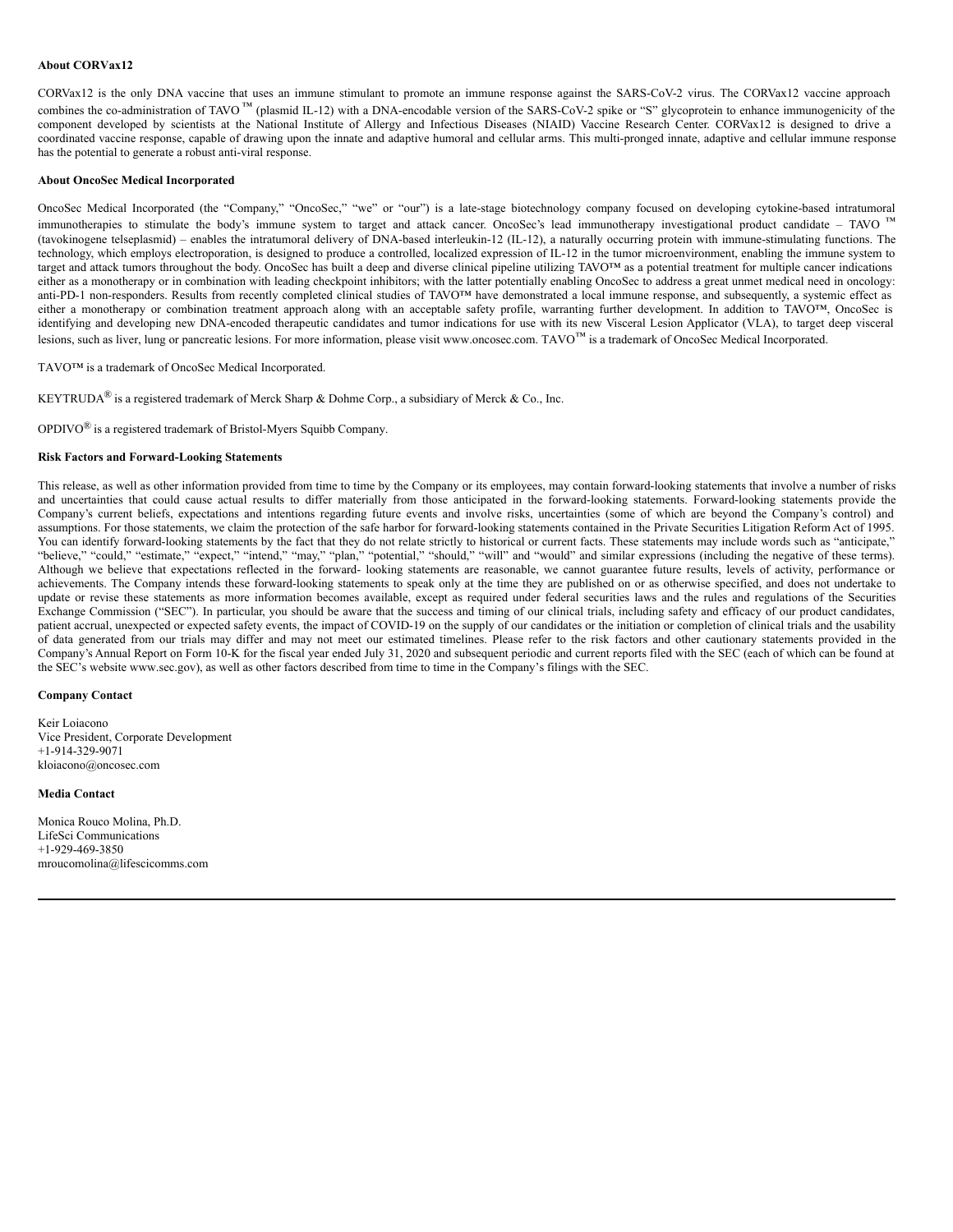**About CORVax12**

CORVax12 is the only DNA vaccine that uses an immune stimulant to promote an immune response against the SARS-CoV-2 virus. The CORVax12 vaccine approach combines the co-administration of TAVO ™ (plasmid IL-12) with a DNA-encodable version of the SARS-CoV-2 spike or "S" glycoprotein to enhance immunogenicity of the component developed by scientists at the National Institute of Allergy and Infectious Diseases (NIAID) Vaccine Research Center. CORVax12 is designed to drive a coordinated vaccine response, capable of drawing upon the innate and adaptive humoral and cellular arms. This multi-pronged innate, adaptive and cellular immune response has the potential to generate a robust anti-viral response.

**About OncoSec Medical Incorporated**

OncoSec Medical Incorporated (the "Company," "OncoSec," "we" or "our") is a late-stage biotechnology company focused on developing cytokine-based intratumoral immunotherapies to stimulate the body's immune system to target and attack cancer. OncoSec's lead immunotherapy investigational product candidate – TAVO ™ (tavokinogene telseplasmid) – enables the intratumoral delivery of DNA-based interleukin-12 (IL-12), a naturally occurring protein with immune-stimulating functions. The technology, which employs electroporation, is designed to produce a controlled, localized expression of IL-12 in the tumor microenvironment, enabling the immune system to target and attack tumors throughout the body. OncoSec has built a deep and diverse clinical pipeline utilizing TAVO™ as a potential treatment for multiple cancer indications either as a monotherapy or in combination with leading checkpoint inhibitors; with the latter potentially enabling OncoSec to address a great unmet medical need in oncology: anti-PD-1 non-responders. Results from recently completed clinical studies of TAVO™ have demonstrated a local immune response, and subsequently, a systemic effect as either a monotherapy or combination treatment approach along with an acceptable safety profile, warranting further development. In addition to TAVO™, OncoSec is identifying and developing new DNA-encoded therapeutic candidates and tumor indications for use with its new Visceral Lesion Applicator (VLA), to target deep visceral lesions, such as liver, lung or pancreatic lesions. For more information, please visit www.oncosec.com. TAVO™ is a trademark of OncoSec Medical Incorporated.

TAVO™ is a trademark of OncoSec Medical Incorporated.

KEYTRUDA® is a registered trademark of Merck Sharp & Dohme Corp., a subsidiary of Merck & Co., Inc.

OPDIVO® is a registered trademark of Bristol-Myers Squibb Company.

**Risk Factors and Forward-Looking Statements**

This release, as well as other information provided from time to time by the Company or its employees, may contain forward-looking statements that involve a number of risks and uncertainties that could cause actual results to differ materially from those anticipated in the forward-looking statements. Forward-looking statements provide the Company's current beliefs, expectations and intentions regarding future events and involve risks, uncertainties (some of which are beyond the Company's control) and assumptions. For those statements, we claim the protection of the safe harbor for forward-looking statements contained in the Private Securities Litigation Reform Act of 1995. You can identify forward-looking statements by the fact that they do not relate strictly to historical or current facts. These statements may include words such as "anticipate," "believe," "could," "estimate," "expect," "intend," "may," "plan," "potential," "should," "will" and "would" and similar expressions (including the negative of these terms). Although we believe that expectations reflected in the forward- looking statements are reasonable, we cannot guarantee future results, levels of activity, performance or achievements. The Company intends these forward-looking statements to speak only at the time they are published on or as otherwise specified, and does not undertake to update or revise these statements as more information becomes available, except as required under federal securities laws and the rules and regulations of the Securities Exchange Commission ("SEC"). In particular, you should be aware that the success and timing of our clinical trials, including safety and efficacy of our product candidates, patient accrual, unexpected or expected safety events, the impact of COVID-19 on the supply of our candidates or the initiation or completion of clinical trials and the usability of data generated from our trials may differ and may not meet our estimated timelines. Please refer to the risk factors and other cautionary statements provided in the Company's Annual Report on Form 10-K for the fiscal year ended July 31, 2020 and subsequent periodic and current reports filed with the SEC (each of which can be found at the SEC's website www.sec.gov), as well as other factors described from time to time in the Company's filings with the SEC.

**Company Contact**

Keir Loiacono
Vice President, Corporate Development
+1-914-329-9071
kloiacono@oncosec.com

**Media Contact**

Monica Rouco Molina, Ph.D.
LifeSci Communications
+1-929-469-3850
mroucomolina@lifescicomms.com